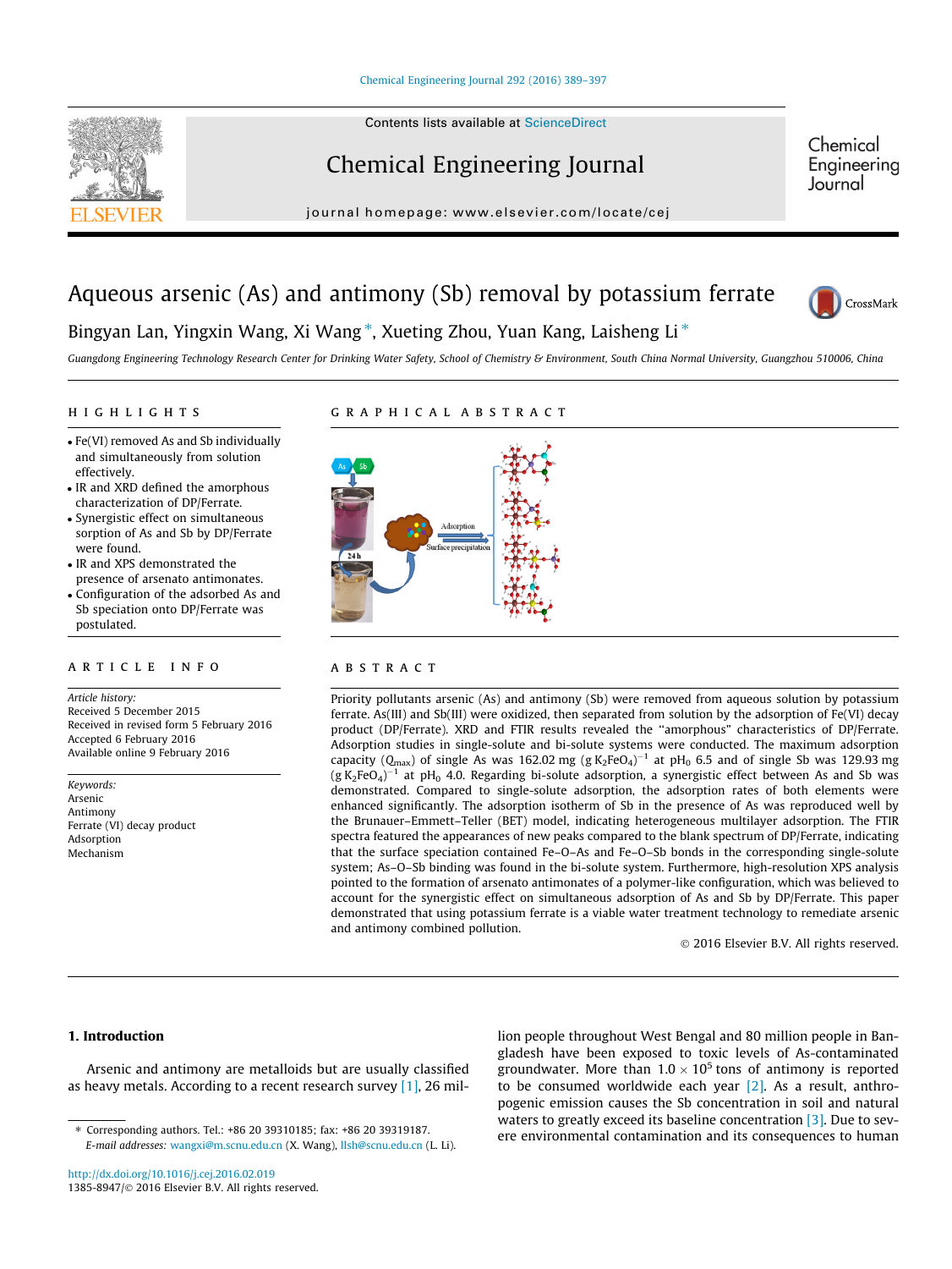# Aqueous arsenic (As) and antimony (Sb) removal by potassium ferrate

Bingyan Lan, Yingxin Wang, Xi Wang *, Xueting Zhou, Yuan Kang, Laisheng Li *

*Guangdong Engineering Technology Research Center for Drinking Water Safety, School of Chemistry & Environment, South China Normal University, Guangzhou 510006, China*

## HIGHLIGHTS

- Fe(VI) removed As and Sb individually and simultaneously from solution effectively.
- IR and XRD defined the amorphous characterization of DP/Ferrate.
- Synergistic effect on simultaneous sorption of As and Sb by DP/Ferrate were found.
- IR and XPS demonstrated the presence of arsenato antimonates.
- Configuration of the adsorbed As and Sb speciation onto DP/Ferrate was postulated.

## GRAPHICAL ABSTRACT

## ARTICLE INFO

*Article history:*
Received 5 December 2015
Received in revised form 5 February 2016
Accepted 6 February 2016
Available online 9 February 2016

*Keywords:*
Arsenic
Antimony
Ferrate (VI) decay product
Adsorption
Mechanism

## ABSTRACT

Priority pollutants arsenic (As) and antimony (Sb) were removed from aqueous solution by potassium ferrate. As(III) and Sb(III) were oxidized, then separated from solution by the adsorption of Fe(VI) decay product (DP/Ferrate). XRD and FTIR results revealed the "amorphous" characteristics of DP/Ferrate. Adsorption studies in single-solute and bi-solute systems were conducted. The maximum adsorption capacity ($Q_{max}$) of single As was 162.02 mg $(g\ K_2FeO_4)^{-1}$ at $pH_0$ 6.5 and of single Sb was 129.93 mg $(g\ K_2FeO_4)^{-1}$ at $pH_0$ 4.0. Regarding bi-solute adsorption, a synergistic effect between As and Sb was demonstrated. Compared to single-solute adsorption, the adsorption rates of both elements were enhanced significantly. The adsorption isotherm of Sb in the presence of As was reproduced well by the Brunauer–Emmett–Teller (BET) model, indicating heterogeneous multilayer adsorption. The FTIR spectra featured the appearances of new peaks compared to the blank spectrum of DP/Ferrate, indicating that the surface speciation contained Fe–O–As and Fe–O–Sb bonds in the corresponding single-solute system; As–O–Sb binding was found in the bi-solute system. Furthermore, high-resolution XPS analysis pointed to the formation of arsenato antimonates of a polymer-like configuration, which was believed to account for the synergistic effect on simultaneous adsorption of As and Sb by DP/Ferrate. This paper demonstrated that using potassium ferrate is a viable water treatment technology to remediate arsenic and antimony combined pollution.

© 2016 Elsevier B.V. All rights reserved.

## 1. Introduction

Arsenic and antimony are metalloids but are usually classified as heavy metals. According to a recent research survey [1], 26 million people throughout West Bengal and 80 million people in Bangladesh have been exposed to toxic levels of As-contaminated groundwater. More than $1.0 \times 10^5$ tons of antimony is reported to be consumed worldwide each year [2]. As a result, anthropogenic emission causes the Sb concentration in soil and natural waters to greatly exceed its baseline concentration [3]. Due to severe environmental contamination and its consequences to human

* Corresponding authors. Tel.: +86 20 39310185; fax: +86 20 39319187.
*E-mail addresses:* wangxi@m.scnu.edu.cn (X. Wang), llsh@scnu.edu.cn (L. Li).

http://dx.doi.org/10.1016/j.cej.2016.02.019
1385-8947/© 2016 Elsevier B.V. All rights reserved.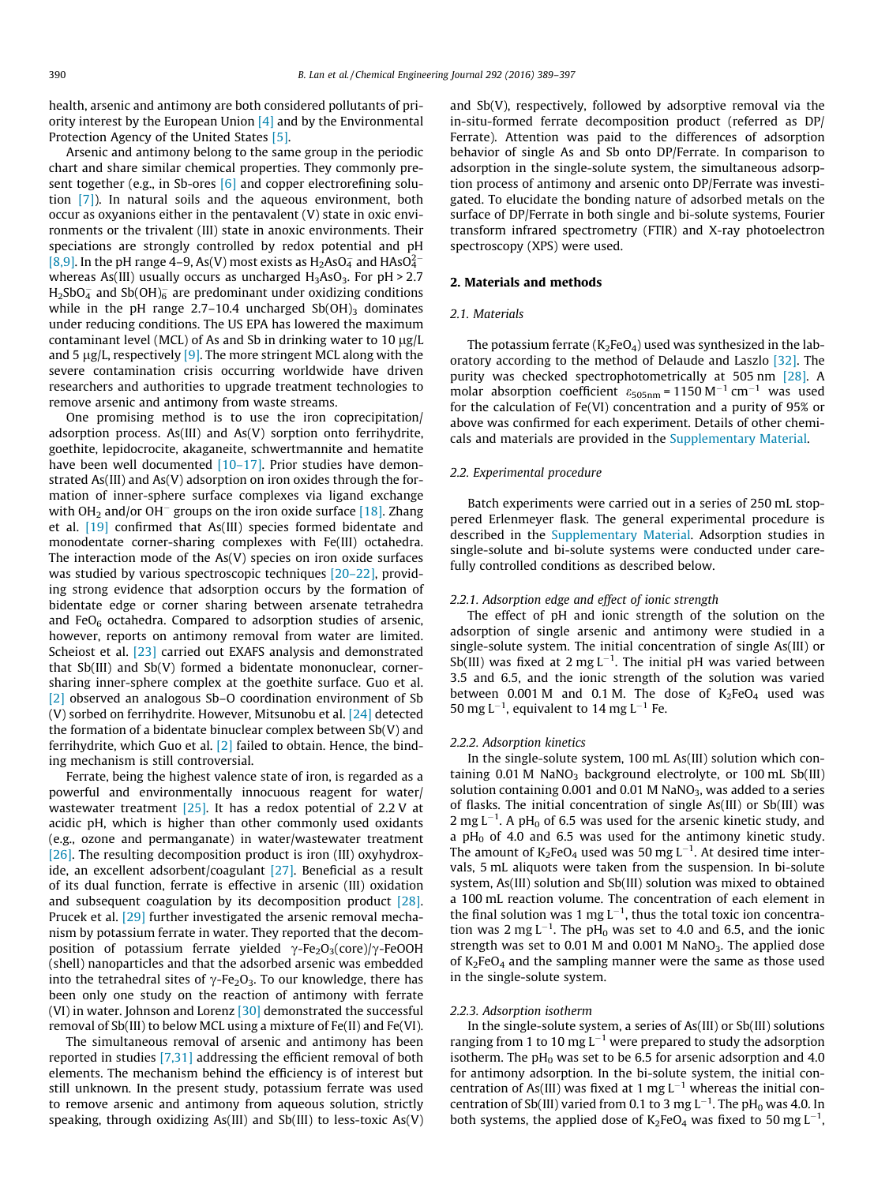health, arsenic and antimony are both considered pollutants of priority interest by the European Union [4] and by the Environmental Protection Agency of the United States [5].

Arsenic and antimony belong to the same group in the periodic chart and share similar chemical properties. They commonly present together (e.g., in Sb-ores [6] and copper electrorefining solution [7]). In natural soils and the aqueous environment, both occur as oxyanions either in the pentavalent (V) state in oxic environments or the trivalent (III) state in anoxic environments. Their speciations are strongly controlled by redox potential and pH [8,9]. In the pH range 4–9, As(V) most exists as $H_2AsO_4^-$ and $HAsO_4^{2-}$ whereas As(III) usually occurs as uncharged $H_3AsO_3$. For pH > 2.7 $H_2SbO_4^-$ and $Sb(OH)_6^-$ are predominant under oxidizing conditions while in the pH range 2.7–10.4 uncharged $Sb(OH)_3$ dominates under reducing conditions. The US EPA has lowered the maximum contaminant level (MCL) of As and Sb in drinking water to 10 μg/L and 5 μg/L, respectively [9]. The more stringent MCL along with the severe contamination crisis occurring worldwide have driven researchers and authorities to upgrade treatment technologies to remove arsenic and antimony from waste streams.

One promising method is to use the iron coprecipitation/adsorption process. As(III) and As(V) sorption onto ferrihydrite, goethite, lepidocrocite, akaganeite, schwertmannite and hematite have been well documented [10–17]. Prior studies have demonstrated As(III) and As(V) adsorption on iron oxides through the formation of inner-sphere surface complexes via ligand exchange with $OH_2$ and/or $OH^-$ groups on the iron oxide surface [18]. Zhang et al. [19] confirmed that As(III) species formed bidentate and monodentate corner-sharing complexes with Fe(III) octahedra. The interaction mode of the As(V) species on iron oxide surfaces was studied by various spectroscopic techniques [20–22], providing strong evidence that adsorption occurs by the formation of bidentate edge or corner sharing between arsenate tetrahedra and $FeO_6$ octahedra. Compared to adsorption studies of arsenic, however, reports on antimony removal from water are limited. Scheiost et al. [23] carried out EXAFS analysis and demonstrated that Sb(III) and Sb(V) formed a bidentate mononuclear, corner-sharing inner-sphere complex at the goethite surface. Guo et al. [2] observed an analogous Sb–O coordination environment of Sb (V) sorbed on ferrihydrite. However, Mitsunobu et al. [24] detected the formation of a bidentate binuclear complex between Sb(V) and ferrihydrite, which Guo et al. [2] failed to obtain. Hence, the binding mechanism is still controversial.

Ferrate, being the highest valence state of iron, is regarded as a powerful and environmentally innocuous reagent for water/wastewater treatment [25]. It has a redox potential of 2.2 V at acidic pH, which is higher than other commonly used oxidants (e.g., ozone and permanganate) in water/wastewater treatment [26]. The resulting decomposition product is iron (III) oxyhydroxide, an excellent adsorbent/coagulant [27]. Beneficial as a result of its dual function, ferrate is effective in arsenic (III) oxidation and subsequent coagulation by its decomposition product [28]. Prucek et al. [29] further investigated the arsenic removal mechanism by potassium ferrate in water. They reported that the decomposition of potassium ferrate yielded $\gamma$-$Fe_2O_3$(core)/$\gamma$-FeOOH (shell) nanoparticles and that the adsorbed arsenic was embedded into the tetrahedral sites of $\gamma$-$Fe_2O_3$. To our knowledge, there has been only one study on the reaction of antimony with ferrate (VI) in water. Johnson and Lorenz [30] demonstrated the successful removal of Sb(III) to below MCL using a mixture of Fe(II) and Fe(VI).

The simultaneous removal of arsenic and antimony has been reported in studies [7,31] addressing the efficient removal of both elements. The mechanism behind the efficiency is of interest but still unknown. In the present study, potassium ferrate was used to remove arsenic and antimony from aqueous solution, strictly speaking, through oxidizing As(III) and Sb(III) to less-toxic As(V) and Sb(V), respectively, followed by adsorptive removal via the in-situ-formed ferrate decomposition product (referred as DP/Ferrate). Attention was paid to the differences of adsorption behavior of single As and Sb onto DP/Ferrate. In comparison to adsorption in the single-solute system, the simultaneous adsorption process of antimony and arsenic onto DP/Ferrate was investigated. To elucidate the bonding nature of adsorbed metals on the surface of DP/Ferrate in both single and bi-solute systems, Fourier transform infrared spectrometry (FTIR) and X-ray photoelectron spectroscopy (XPS) were used.

## 2. Materials and methods

### 2.1. Materials

The potassium ferrate ($K_2FeO_4$) used was synthesized in the laboratory according to the method of Delaude and Laszlo [32]. The purity was checked spectrophotometrically at 505 nm [28]. A molar absorption coefficient $\varepsilon_{505nm} = 1150\ M^{-1}\ cm^{-1}$ was used for the calculation of Fe(VI) concentration and a purity of 95% or above was confirmed for each experiment. Details of other chemicals and materials are provided in the Supplementary Material.

### 2.2. Experimental procedure

Batch experiments were carried out in a series of 250 mL stoppered Erlenmeyer flask. The general experimental procedure is described in the Supplementary Material. Adsorption studies in single-solute and bi-solute systems were conducted under carefully controlled conditions as described below.

#### 2.2.1. Adsorption edge and effect of ionic strength

The effect of pH and ionic strength of the solution on the adsorption of single arsenic and antimony were studied in a single-solute system. The initial concentration of single As(III) or Sb(III) was fixed at 2 mg $L^{-1}$. The initial pH was varied between 3.5 and 6.5, and the ionic strength of the solution was varied between 0.001 M and 0.1 M. The dose of $K_2FeO_4$ used was 50 mg $L^{-1}$, equivalent to 14 mg $L^{-1}$ Fe.

#### 2.2.2. Adsorption kinetics

In the single-solute system, 100 mL As(III) solution which containing 0.01 M $NaNO_3$ background electrolyte, or 100 mL Sb(III) solution containing 0.001 and 0.01 M $NaNO_3$, was added to a series of flasks. The initial concentration of single As(III) or Sb(III) was 2 mg $L^{-1}$. A $pH_0$ of 6.5 was used for the arsenic kinetic study, and a $pH_0$ of 4.0 and 6.5 was used for the antimony kinetic study. The amount of $K_2FeO_4$ used was 50 mg $L^{-1}$. At desired time intervals, 5 mL aliquots were taken from the suspension. In bi-solute system, As(III) solution and Sb(III) solution was mixed to obtained a 100 mL reaction volume. The concentration of each element in the final solution was 1 mg $L^{-1}$, thus the total toxic ion concentration was 2 mg $L^{-1}$. The $pH_0$ was set to 4.0 and 6.5, and the ionic strength was set to 0.01 M and 0.001 M $NaNO_3$. The applied dose of $K_2FeO_4$ and the sampling manner were the same as those used in the single-solute system.

#### 2.2.3. Adsorption isotherm

In the single-solute system, a series of As(III) or Sb(III) solutions ranging from 1 to 10 mg $L^{-1}$ were prepared to study the adsorption isotherm. The $pH_0$ was set to be 6.5 for arsenic adsorption and 4.0 for antimony adsorption. In the bi-solute system, the initial concentration of As(III) was fixed at 1 mg $L^{-1}$ whereas the initial concentration of Sb(III) varied from 0.1 to 3 mg $L^{-1}$. The $pH_0$ was 4.0. In both systems, the applied dose of $K_2FeO_4$ was fixed to 50 mg $L^{-1}$,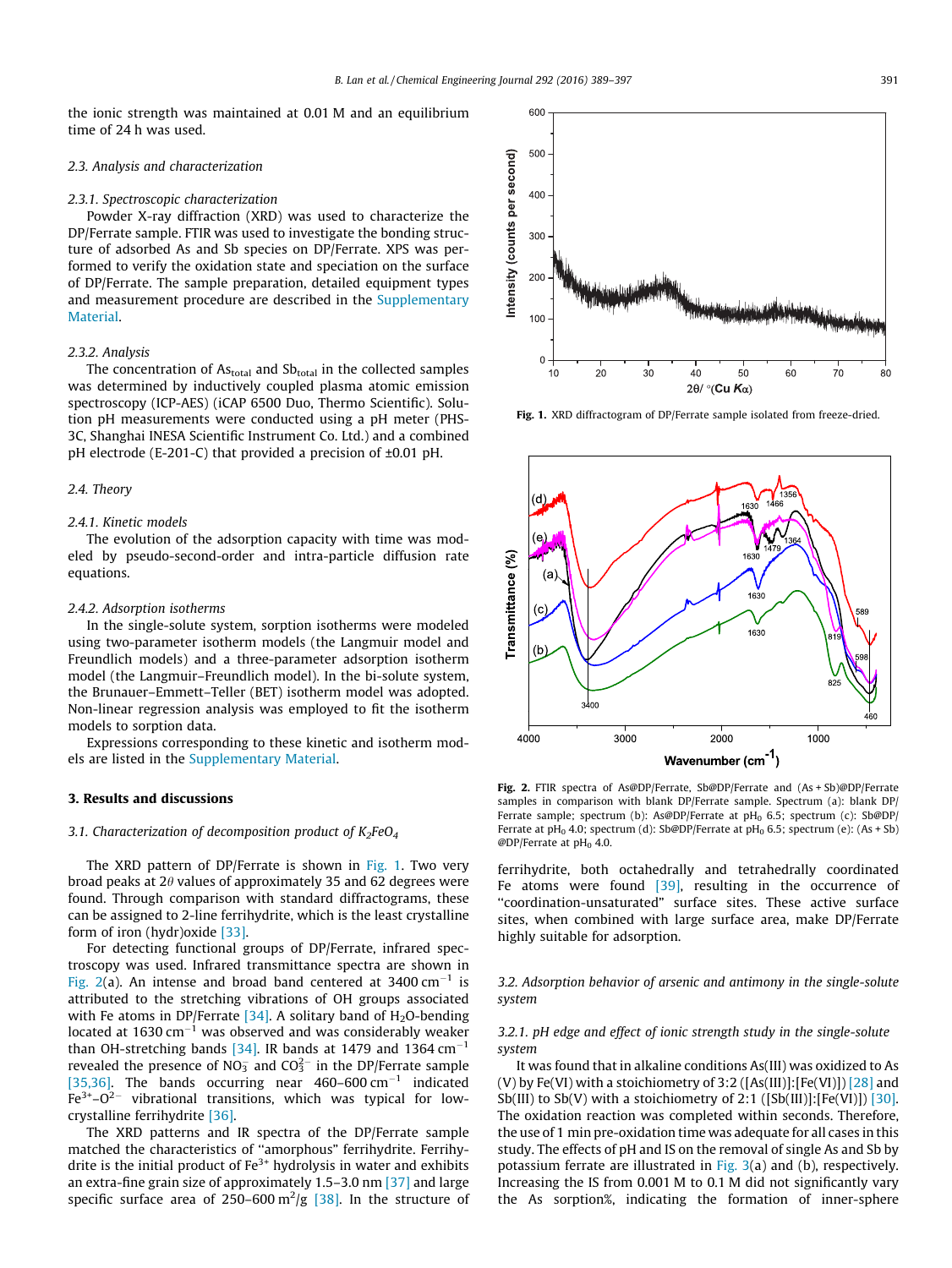the ionic strength was maintained at 0.01 M and an equilibrium time of 24 h was used.

### 2.3. Analysis and characterization

#### 2.3.1. Spectroscopic characterization

Powder X-ray diffraction (XRD) was used to characterize the DP/Ferrate sample. FTIR was used to investigate the bonding structure of adsorbed As and Sb species on DP/Ferrate. XPS was performed to verify the oxidation state and speciation on the surface of DP/Ferrate. The sample preparation, detailed equipment types and measurement procedure are described in the Supplementary Material.

#### 2.3.2. Analysis

The concentration of $As_{total}$ and $Sb_{total}$ in the collected samples was determined by inductively coupled plasma atomic emission spectroscopy (ICP-AES) (iCAP 6500 Duo, Thermo Scientific). Solution pH measurements were conducted using a pH meter (PHS-3C, Shanghai INESA Scientific Instrument Co. Ltd.) and a combined pH electrode (E-201-C) that provided a precision of ±0.01 pH.

### 2.4. Theory

#### 2.4.1. Kinetic models

The evolution of the adsorption capacity with time was modeled by pseudo-second-order and intra-particle diffusion rate equations.

#### 2.4.2. Adsorption isotherms

In the single-solute system, sorption isotherms were modeled using two-parameter isotherm models (the Langmuir model and Freundlich models) and a three-parameter adsorption isotherm model (the Langmuir–Freundlich model). In the bi-solute system, the Brunauer–Emmett–Teller (BET) isotherm model was adopted. Non-linear regression analysis was employed to fit the isotherm models to sorption data.

Expressions corresponding to these kinetic and isotherm models are listed in the Supplementary Material.

## 3. Results and discussions

### 3.1. Characterization of decomposition product of $K_2FeO_4$

The XRD pattern of DP/Ferrate is shown in Fig. 1. Two very broad peaks at $2\theta$ values of approximately 35 and 62 degrees were found. Through comparison with standard diffractograms, these can be assigned to 2-line ferrihydrite, which is the least crystalline form of iron (hydr)oxide [33].

For detecting functional groups of DP/Ferrate, infrared spectroscopy was used. Infrared transmittance spectra are shown in Fig. 2(a). An intense and broad band centered at 3400 $cm^{-1}$ is attributed to the stretching vibrations of OH groups associated with Fe atoms in DP/Ferrate [34]. A solitary band of $H_2O$-bending located at 1630 $cm^{-1}$ was observed and was considerably weaker than OH-stretching bands [34]. IR bands at 1479 and 1364 $cm^{-1}$ revealed the presence of $NO_3^-$ and $CO_3^{2-}$ in the DP/Ferrate sample [35,36]. The bands occurring near 460–600 $cm^{-1}$ indicated $Fe^{3+}$–$O^{2-}$ vibrational transitions, which was typical for low-crystalline ferrihydrite [36].

The XRD patterns and IR spectra of the DP/Ferrate sample matched the characteristics of "amorphous" ferrihydrite. Ferrihydrite is the initial product of $Fe^{3+}$ hydrolysis in water and exhibits an extra-fine grain size of approximately 1.5–3.0 nm [37] and large specific surface area of 250–600 $m^2/g$ [38]. In the structure of ferrihydrite, both octahedrally and tetrahedrally coordinated Fe atoms were found [39], resulting in the occurrence of "coordination-unsaturated" surface sites. These active surface sites, when combined with large surface area, make DP/Ferrate highly suitable for adsorption.

Fig. 1. XRD diffractogram of DP/Ferrate sample isolated from freeze-dried.

Fig. 2. FTIR spectra of As@DP/Ferrate, Sb@DP/Ferrate and (As + Sb)@DP/Ferrate samples in comparison with blank DP/Ferrate sample. Spectrum (a): blank DP/Ferrate sample; spectrum (b): As@DP/Ferrate at $pH_0$ 6.5; spectrum (c): Sb@DP/Ferrate at $pH_0$ 4.0; spectrum (d): Sb@DP/Ferrate at $pH_0$ 6.5; spectrum (e): (As + Sb)@DP/Ferrate at $pH_0$ 4.0.

### 3.2. Adsorption behavior of arsenic and antimony in the single-solute system

#### 3.2.1. pH edge and effect of ionic strength study in the single-solute system

It was found that in alkaline conditions As(III) was oxidized to As(V) by Fe(VI) with a stoichiometry of 3:2 ([As(III)]:[Fe(VI)]) [28] and Sb(III) to Sb(V) with a stoichiometry of 2:1 ([Sb(III)]:[Fe(VI)]) [30]. The oxidation reaction was completed within seconds. Therefore, the use of 1 min pre-oxidation time was adequate for all cases in this study. The effects of pH and IS on the removal of single As and Sb by potassium ferrate are illustrated in Fig. 3(a) and (b), respectively. Increasing the IS from 0.001 M to 0.1 M did not significantly vary the As sorption%, indicating the formation of inner-sphere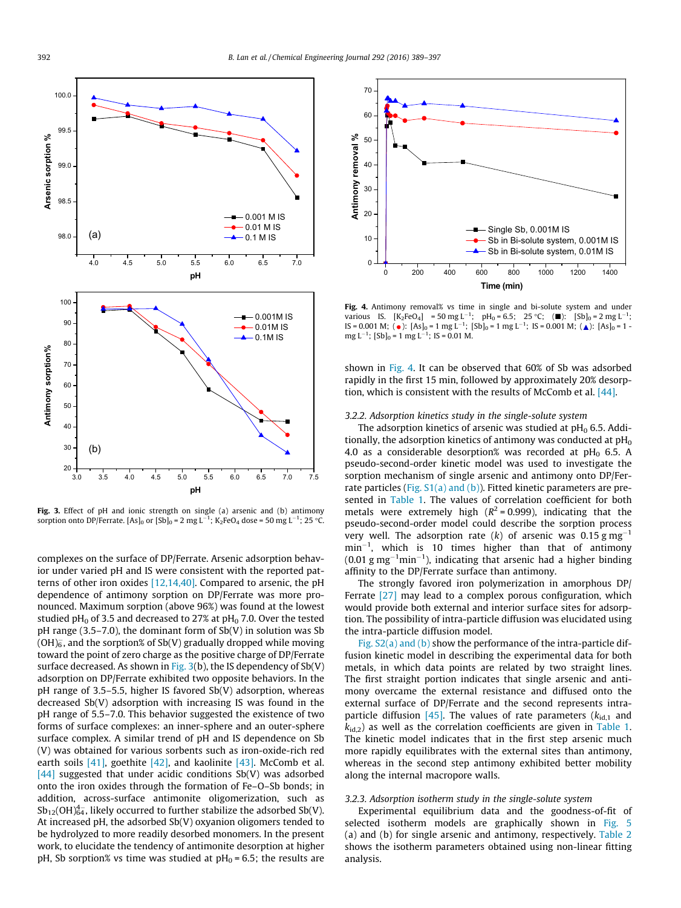Fig. 3. Effect of pH and ionic strength on single (a) arsenic and (b) antimony sorption onto DP/Ferrate. $[As]_0$ or $[Sb]_0$ = 2 mg $L^{-1}$; $K_2FeO_4$ dose = 50 mg $L^{-1}$; 25 °C.

complexes on the surface of DP/Ferrate. Arsenic adsorption behavior under varied pH and IS were consistent with the reported patterns of other iron oxides [12,14,40]. Compared to arsenic, the pH dependence of antimony sorption on DP/Ferrate was more pronounced. Maximum sorption (above 96%) was found at the lowest studied $pH_0$ of 3.5 and decreased to 27% at $pH_0$ 7.0. Over the tested pH range (3.5–7.0), the dominant form of Sb(V) in solution was $Sb(OH)_6^-$, and the sorption% of Sb(V) gradually dropped while moving toward the point of zero charge as the positive charge of DP/Ferrate surface decreased. As shown in Fig. 3(b), the IS dependency of Sb(V) adsorption on DP/Ferrate exhibited two opposite behaviors. In the pH range of 3.5–5.5, higher IS favored Sb(V) adsorption, whereas decreased Sb(V) adsorption with increasing IS was found in the pH range of 5.5–7.0. This behavior suggested the existence of two forms of surface complexes: an inner-sphere and an outer-sphere surface complex. A similar trend of pH and IS dependence on Sb (V) was obtained for various sorbents such as iron-oxide-rich red earth soils [41], goethite [42], and kaolinite [43]. McComb et al. [44] suggested that under acidic conditions Sb(V) was adsorbed onto the iron oxides through the formation of Fe–O–Sb bonds; in addition, across-surface antimonite oligomerization, such as $Sb_{12}(OH)_{64}^{4-}$, likely occurred to further stabilize the adsorbed Sb(V). At increased pH, the adsorbed Sb(V) oxyanion oligomers tended to be hydrolyzed to more readily desorbed monomers. In the present work, to elucidate the tendency of antimonite desorption at higher pH, Sb sorption% vs time was studied at $pH_0$ = 6.5; the results are shown in Fig. 4. It can be observed that 60% of Sb was adsorbed rapidly in the first 15 min, followed by approximately 20% desorption, which is consistent with the results of McComb et al. [44].

Fig. 4. Antimony removal% vs time in single and bi-solute system and under various IS. $[K_2FeO_4]$ = 50 mg $L^{-1}$; $pH_0$ = 6.5; 25 °C; (■): $[Sb]_0$ = 2 mg $L^{-1}$; IS = 0.001 M; (●): $[As]_0$ = 1 mg $L^{-1}$; $[Sb]_0$ = 1 mg $L^{-1}$; IS = 0.001 M; (▲): $[As]_0$ = 1 mg $L^{-1}$; $[Sb]_0$ = 1 mg $L^{-1}$; IS = 0.01 M.

### 3.2.2. Adsorption kinetics study in the single-solute system

The adsorption kinetics of arsenic was studied at $pH_0$ 6.5. Additionally, the adsorption kinetics of antimony was conducted at $pH_0$ 4.0 as a considerable desorption% was recorded at $pH_0$ 6.5. A pseudo-second-order kinetic model was used to investigate the sorption mechanism of single arsenic and antimony onto DP/Ferrate particles (Fig. S1(a) and (b)). Fitted kinetic parameters are presented in Table 1. The values of correlation coefficient for both metals were extremely high ($R^2$ = 0.999), indicating that the pseudo-second-order model could describe the sorption process very well. The adsorption rate ($k$) of arsenic was 0.15 g $mg^{-1}$ $min^{-1}$, which is 10 times higher than that of antimony (0.01 g $mg^{-1}min^{-1}$), indicating that arsenic had a higher binding affinity to the DP/Ferrate surface than antimony.

The strongly favored iron polymerization in amorphous DP/Ferrate [27] may lead to a complex porous configuration, which would provide both external and interior surface sites for adsorption. The possibility of intra-particle diffusion was elucidated using the intra-particle diffusion model.

Fig. S2(a) and (b) show the performance of the intra-particle diffusion kinetic model in describing the experimental data for both metals, in which data points are related by two straight lines. The first straight portion indicates that single arsenic and antimony overcame the external resistance and diffused onto the external surface of DP/Ferrate and the second represents intra-particle diffusion [45]. The values of rate parameters ($k_{id,1}$ and $k_{id,2}$) as well as the correlation coefficients are given in Table 1. The kinetic model indicates that in the first step arsenic much more rapidly equilibrates with the external sites than antimony, whereas in the second step antimony exhibited better mobility along the internal macropore walls.

### 3.2.3. Adsorption isotherm study in the single-solute system

Experimental equilibrium data and the goodness-of-fit of selected isotherm models are graphically shown in Fig. 5 (a) and (b) for single arsenic and antimony, respectively. Table 2 shows the isotherm parameters obtained using non-linear fitting analysis.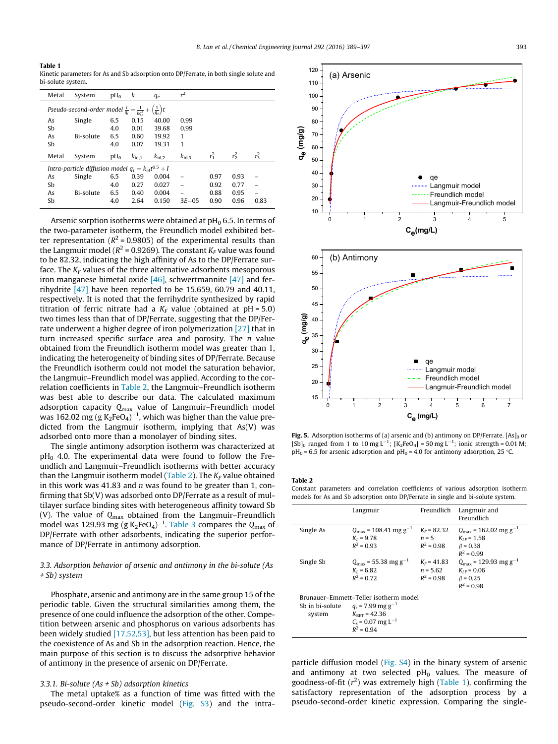**Table 1**
Kinetic parameters for As and Sb adsorption onto DP/Ferrate, in both single solute and bi-solute system.

| Metal | System | $pH_0$ | $k$ | $q_e$ | $r^2$ |
|---|---|---|---|---|---|
| *Pseudo-second-order model* $\frac{t}{q_t} = \frac{1}{kq_e^2} + \left(\frac{1}{q_e}\right)t$ | | | | | |
| As | Single | 6.5 | 0.15 | 40.00 | 0.99 |
| Sb | | 4.0 | 0.01 | 39.68 | 0.99 |
| As | Bi-solute | 6.5 | 0.60 | 19.92 | 1 |
| Sb | | 4.0 | 0.07 | 19.31 | 1 |

| Metal | System | $pH_0$ | $k_{id,1}$ | $k_{id,2}$ | $k_{id,3}$ | $r_1^2$ | $r_2^2$ | $r_3^2$ |
|---|---|---|---|---|---|---|---|---|
| *Intra-particle diffusion model* $q_t = k_{id}t^{0.5} + I$ | | | | | | | | |
| As | Single | 6.5 | 0.39 | 0.004 | – | 0.97 | 0.93 | – |
| Sb | | 4.0 | 0.27 | 0.027 | – | 0.92 | 0.77 | – |
| As | Bi-solute | 6.5 | 0.40 | 0.004 | – | 0.88 | 0.95 | – |
| Sb | | 4.0 | 2.64 | 0.150 | 3E−05 | 0.90 | 0.96 | 0.83 |

Arsenic sorption isotherms were obtained at $pH_0$ 6.5. In terms of the two-parameter isotherm, the Freundlich model exhibited better representation ($R^2$ = 0.9805) of the experimental results than the Langmuir model ($R^2$ = 0.9269). The constant $K_F$ value was found to be 82.32, indicating the high affinity of As to the DP/Ferrate surface. The $K_F$ values of the three alternative adsorbents mesoporous iron manganese bimetal oxide [46], schwertmannite [47] and ferrihydrite [47] have been reported to be 15.659, 60.79 and 40.11, respectively. It is noted that the ferrihydrite synthesized by rapid titration of ferric nitrate had a $K_F$ value (obtained at pH = 5.0) two times less than that of DP/Ferrate, suggesting that the DP/Ferrate underwent a higher degree of iron polymerization [27] that in turn increased specific surface area and porosity. The $n$ value obtained from the Freundlich model was greater than 1, indicating the heterogeneity of binding sites of DP/Ferrate. Because the Freundlich isotherm could not model the saturation behavior, the Langmuir–Freundlich model was applied. According to the correlation coefficients in Table 2, the Langmuir–Freundlich isotherm was best able to describe our data. The calculated maximum adsorption capacity $Q_{max}$ value of Langmuir–Freundlich model was 162.02 mg $(g\ K_2FeO_4)^{-1}$, which was higher than the value predicted from the Langmuir isotherm, implying that As(V) was adsorbed onto more than a monolayer of binding sites.

The single antimony adsorption isotherm was characterized at $pH_0$ 4.0. The experimental data were found to follow the Freundlich and Langmuir–Freundlich isotherms with better accuracy than the Langmuir isotherm model (Table 2). The $K_F$ value obtained in this work was 41.83 and $n$ was found to be greater than 1, confirming that Sb(V) was adsorbed onto DP/Ferrate as a result of multilayer surface binding sites with heterogeneous affinity toward Sb (V). The value of $Q_{max}$ obtained from the Langmuir–Freundlich model was 129.93 mg $(g\ K_2FeO_4)^{-1}$. Table 3 compares the $Q_{max}$ of DP/Ferrate with other adsorbents, indicating the superior performance of DP/Ferrate in antimony adsorption.

### 3.3. Adsorption behavior of arsenic and antimony in the bi-solute (As + Sb) system

Phosphate, arsenic and antimony are in the same group 15 of the periodic table. Given the structural similarities among them, the presence of one could influence the adsorption of the other. Competition between arsenic and phosphorus on various adsorbents has been widely studied [17,52,53], but less attention has been paid to the coexistence of As and Sb in the adsorption reaction. Hence, the main purpose of this section is to discuss the adsorptive behavior of antimony in the presence of arsenic on DP/Ferrate.

#### 3.3.1. Bi-solute (As + Sb) adsorption kinetics

The metal uptake% as a function of time was fitted with the pseudo-second-order kinetic model (Fig. S3) and the intra-particle diffusion model (Fig. S4) in the binary system of arsenic and antimony at two selected $pH_0$ values. The measure of goodness-of-fit ($r^2$) was extremely high (Table 1), confirming the satisfactory representation of the adsorption process by a pseudo-second-order kinetic expression. Comparing the single-

**Fig. 5.** Adsorption isotherms of (a) arsenic and (b) antimony on DP/Ferrate. $[As]_0$ or $[Sb]_0$ ranged from 1 to 10 mg $L^{-1}$; $[K_2FeO_4]$ = 50 mg $L^{-1}$; ionic strength = 0.01 M; $pH_0$ = 6.5 for arsenic adsorption and $pH_0$ = 4.0 for antimony adsorption, 25 °C.

**Table 2**
Constant parameters and correlation coefficients of various adsorption isotherm models for As and Sb adsorption onto DP/Ferrate in single and bi-solute system.

| | Langmuir | Freundlich | Langmuir and Freundlich |
|---|---|---|---|
| Single As | $Q_{max}$ = 108.41 mg $g^{-1}$<br>$K_L$ = 9.78<br>$R^2$ = 0.93 | $K_F$ = 82.32<br>$n$ = 5<br>$R^2$ = 0.98 | $Q_{max}$ = 162.02 mg $g^{-1}$<br>$K_{LF}$ = 1.58<br>$\beta$ = 0.38<br>$R^2$ = 0.99 |
| Single Sb | $Q_{max}$ = 55.38 mg $g^{-1}$<br>$K_L$ = 6.82<br>$R^2$ = 0.72 | $K_F$ = 41.83<br>$n$ = 5.62<br>$R^2$ = 0.98 | $Q_{max}$ = 129.93 mg $g^{-1}$<br>$K_{LF}$ = 0.06<br>$\beta$ = 0.25<br>$R^2$ = 0.98 |
| Brunauer–Emmett–Teller isotherm model | | | |
| Sb in bi-solute system | $q_s$ = 7.99 mg $g^{-1}$<br>$K_{BET}$ = 42.36<br>$C_s$ = 0.07 mg $L^{-1}$<br>$R^2$ = 0.94 | | |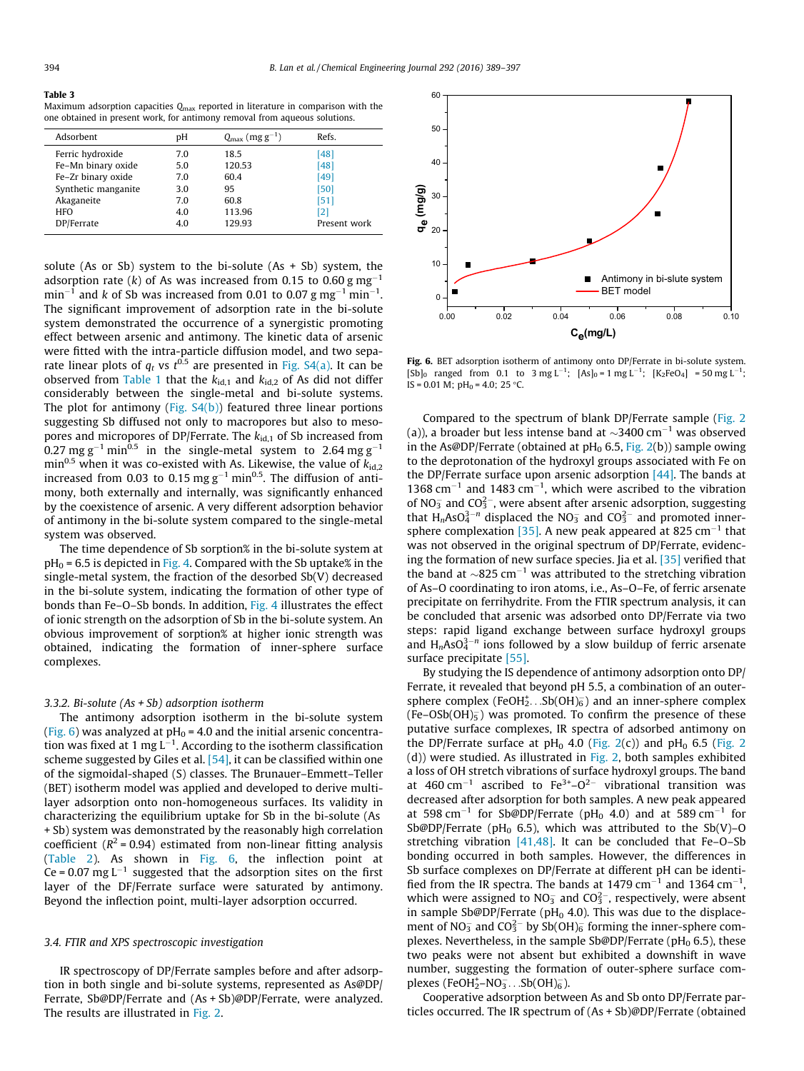**Table 3**
Maximum adsorption capacities $Q_{max}$ reported in literature in comparison with the one obtained in present work, for antimony removal from aqueous solutions.

| Adsorbent | pH | $Q_{max}$ (mg g$^{-1}$) | Refs. |
|---|---|---|---|
| Ferric hydroxide | 7.0 | 18.5 | [48] |
| Fe–Mn binary oxide | 5.0 | 120.53 | [48] |
| Fe–Zr binary oxide | 7.0 | 60.4 | [49] |
| Synthetic manganite | 3.0 | 95 | [50] |
| Akaganeite | 7.0 | 60.8 | [51] |
| HFO | 4.0 | 113.96 | [2] |
| DP/Ferrate | 4.0 | 129.93 | Present work |

solute (As or Sb) system to the bi-solute (As + Sb) system, the adsorption rate ($k$) of As was increased from 0.15 to 0.60 g mg$^{-1}$ min$^{-1}$ and $k$ of Sb was increased from 0.01 to 0.07 g mg$^{-1}$ min$^{-1}$. The significant improvement of adsorption rate in the bi-solute system demonstrated the occurrence of a synergistic promoting effect between arsenic and antimony. The kinetic data of arsenic were fitted with the intra-particle diffusion model, and two separate linear plots of $q_t$ vs $t^{0.5}$ are presented in Fig. S4(a). It can be observed from Table 1 that the $k_{id,1}$ and $k_{id,2}$ of As did not differ considerably between the single-metal and bi-solute systems. The plot for antimony (Fig. S4(b)) featured three linear portions suggesting Sb diffused not only to macropores but also to mesopores and micropores of DP/Ferrate. The $k_{id,1}$ of Sb increased from 0.27 mg g$^{-1}$ min$^{0.5}$ in the single-metal system to 2.64 mg g$^{-1}$ min$^{0.5}$ when it was co-existed with As. Likewise, the value of $k_{id,2}$ increased from 0.03 to 0.15 mg g$^{-1}$ min$^{0.5}$. The diffusion of antimony, both externally and internally, was significantly enhanced by the coexistence of arsenic. A very different adsorption behavior of antimony in the bi-solute system compared to the single-metal system was observed.

The time dependence of Sb sorption% in the bi-solute system at $pH_0$ = 6.5 is depicted in Fig. 4. Compared with the Sb uptake% in the single-metal system, the fraction of the desorbed Sb(V) decreased in the bi-solute system, indicating the formation of other type of bonds than Fe–O–Sb bonds. In addition, Fig. 4 illustrates the effect of ionic strength on the adsorption of Sb in the bi-solute system. An obvious improvement of sorption% at higher ionic strength was obtained, indicating the formation of inner-sphere surface complexes.

#### 3.3.2. Bi-solute (As + Sb) adsorption isotherm

The antimony adsorption isotherm in the bi-solute system (Fig. 6) was analyzed at $pH_0$ = 4.0 and the initial arsenic concentration was fixed at 1 mg L$^{-1}$. According to the isotherm classification scheme suggested by Giles et al. [54], it can be classified within one of the sigmoidal-shaped (S) classes. The Brunauer–Emmett–Teller (BET) isotherm model was applied and developed to derive multilayer adsorption onto non-homogeneous surfaces. Its validity in characterizing the equilibrium uptake for Sb in the bi-solute (As + Sb) system was demonstrated by the reasonably high correlation coefficient ($R^2$ = 0.94) estimated from non-linear fitting analysis (Table 2). As shown in Fig. 6, the inflection point at Ce = 0.07 mg L$^{-1}$ suggested that the adsorption sites on the first layer of the DF/Ferrate surface were saturated by antimony. Beyond the inflection point, multi-layer adsorption occurred.

**Fig. 6.** BET adsorption isotherm of antimony onto DP/Ferrate in bi-solute system. $[Sb]_0$ ranged from 0.1 to 3 mg L$^{-1}$; $[As]_0$ = 1 mg L$^{-1}$; $[K_2FeO_4]$ = 50 mg L$^{-1}$; IS = 0.01 M; $pH_0$ = 4.0; 25 °C.

### 3.4. FTIR and XPS spectroscopic investigation

IR spectroscopy of DP/Ferrate samples before and after adsorption in both single and bi-solute systems, represented as As@DP/Ferrate, Sb@DP/Ferrate and (As + Sb)@DP/Ferrate, were analyzed. The results are illustrated in Fig. 2.

Compared to the spectrum of blank DP/Ferrate sample (Fig. 2(a)), a broader but less intense band at ~3400 cm$^{-1}$ was observed in the As@DP/Ferrate (obtained at $pH_0$ 6.5, Fig. 2(b)) sample owing to the deprotonation of the hydroxyl groups associated with Fe on the DP/Ferrate surface upon arsenic adsorption [44]. The bands at 1368 cm$^{-1}$ and 1483 cm$^{-1}$, which were ascribed to the vibration of $NO_3^-$ and $CO_3^{2-}$, were absent after arsenic adsorption, suggesting that $H_nAsO_4^{3-n}$ displaced the $NO_3^-$ and $CO_3^{2-}$ and promoted inner-sphere complexation [35]. A new peak appeared at 825 cm$^{-1}$ that was not observed in the original spectrum of DP/Ferrate, evidencing the formation of new surface species. Jia et al. [35] verified that the band at ~825 cm$^{-1}$ was attributed to the stretching vibration of As–O coordinating to iron atoms, i.e., As–O–Fe, of ferric arsenate precipitate on ferrihydrite. From the FTIR spectrum analysis, it can be concluded that arsenic was adsorbed onto DP/Ferrate via two steps: rapid ligand exchange between surface hydroxyl groups and $H_nAsO_4^{3-n}$ ions followed by a slow buildup of ferric arsenate surface precipitate [55].

By studying the IS dependence of antimony adsorption onto DP/Ferrate, it revealed that beyond pH 5.5, a combination of an outer-sphere complex ($FeOH_2^+ \ldots Sb(OH)_6^-$) and an inner-sphere complex ($Fe{-}OSb(OH)_5^-$) was promoted. To confirm the presence of these putative surface complexes, IR spectra of adsorbed antimony on the DP/Ferrate surface at $pH_0$ 4.0 (Fig. 2(c)) and $pH_0$ 6.5 (Fig. 2(d)) were studied. As illustrated in Fig. 2, both samples exhibited a loss of OH stretch vibrations of surface hydroxyl groups. The band at 460 cm$^{-1}$ ascribed to $Fe^{3+}$–$O^{2-}$ vibrational transition was decreased after adsorption for both samples. A new peak appeared at 598 cm$^{-1}$ for Sb@DP/Ferrate ($pH_0$ 4.0) and at 589 cm$^{-1}$ for Sb@DP/Ferrate ($pH_0$ 6.5), which was attributed to the Sb(V)–O stretching vibration [41,48]. It can be concluded that Fe–O–Sb bonding occurred in both samples. However, the differences in Sb surface complexes on DP/Ferrate at different pH can be identified from the IR spectra. The bands at 1479 cm$^{-1}$ and 1364 cm$^{-1}$, which were assigned to $NO_3^-$ and $CO_3^{2-}$, respectively, were absent in sample Sb@DP/Ferrate ($pH_0$ 4.0). This was due to the displacement of $NO_3^-$ and $CO_3^{2-}$ by $Sb(OH)_6^-$ forming the inner-sphere complexes. Nevertheless, in the sample Sb@DP/Ferrate ($pH_0$ 6.5), these two peaks were not absent but exhibited a downshift in wave number, suggesting the formation of outer-sphere surface complexes ($FeOH_2^+{-}NO_3^- \ldots Sb(OH)_6^-$).

Cooperative adsorption between As and Sb onto DP/Ferrate particles occurred. The IR spectrum of (As + Sb)@DP/Ferrate (obtained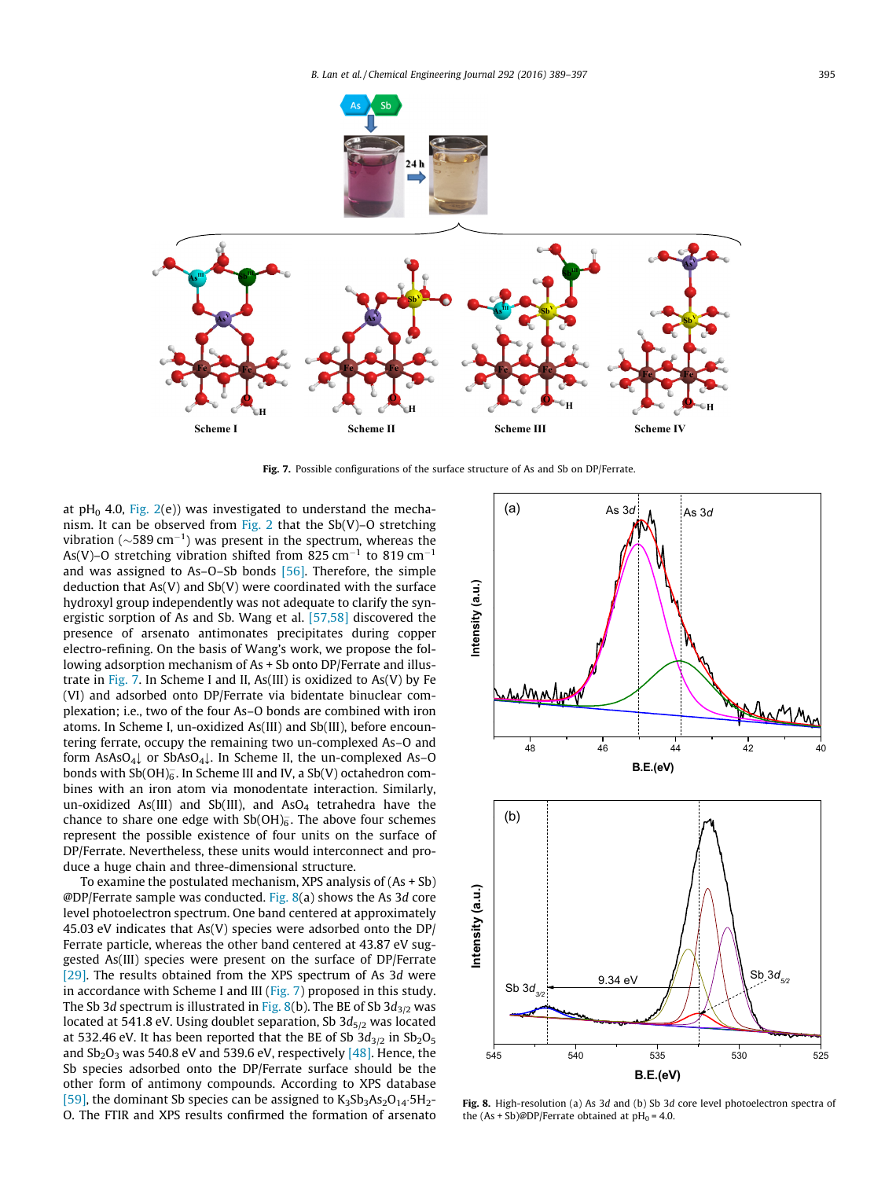Fig. 7. Possible configurations of the surface structure of As and Sb on DP/Ferrate.

at $pH_0$ 4.0, Fig. 2(e)) was investigated to understand the mechanism. It can be observed from Fig. 2 that the Sb(V)–O stretching vibration (~589 $cm^{-1}$) was present in the spectrum, whereas the As(V)–O stretching vibration shifted from 825 $cm^{-1}$ to 819 $cm^{-1}$ and was assigned to As–O–Sb bonds [56]. Therefore, the simple deduction that As(V) and Sb(V) were coordinated with the surface hydroxyl group independently was not adequate to clarify the synergistic sorption of As and Sb. Wang et al. [57,58] discovered the presence of arsenato antimonates precipitates during copper electro-refining. On the basis of Wang's work, we propose the following adsorption mechanism of As + Sb onto DP/Ferrate and illustrate in Fig. 7. In Scheme I and II, As(III) is oxidized to As(V) by Fe (VI) and adsorbed onto DP/Ferrate via bidentate binuclear complexation; i.e., two of the four As–O bonds are combined with iron atoms. In Scheme I, un-oxidized As(III) and Sb(III), before encountering ferrate, occupy the remaining two un-complexed As–O and form $AsAsO_4$↓ or $SbAsO_4$↓. In Scheme II, the un-complexed As–O bonds with $Sb(OH)_6^-$. In Scheme III and IV, a Sb(V) octahedron combines with an iron atom via monodentate interaction. Similarly, un-oxidized As(III) and Sb(III), and $AsO_4$ tetrahedra have the chance to share one edge with $Sb(OH)_6^-$. The above four schemes represent the possible existence of four units on the surface of DP/Ferrate. Nevertheless, these units would interconnect and produce a huge chain and three-dimensional structure.

To examine the postulated mechanism, XPS analysis of (As + Sb) @DP/Ferrate sample was conducted. Fig. 8(a) shows the As 3*d* core level photoelectron spectrum. One band centered at approximately 45.03 eV indicates that As(V) species were adsorbed onto the DP/Ferrate particle, whereas the other band centered at 43.87 eV suggested As(III) species were present on the surface of DP/Ferrate [29]. The results obtained from the XPS spectrum of As 3*d* were in accordance with Scheme I and III (Fig. 7) proposed in this study. The Sb 3*d* spectrum is illustrated in Fig. 8(b). The BE of Sb $3d_{3/2}$ was located at 541.8 eV. Using doublet separation, Sb $3d_{5/2}$ was located at 532.46 eV. It has been reported that the BE of Sb $3d_{3/2}$ in $Sb_2O_5$ and $Sb_2O_3$ was 540.8 eV and 539.6 eV, respectively [48]. Hence, the Sb species adsorbed onto the DP/Ferrate surface should be the other form of antimony compounds. According to XPS database [59], the dominant Sb species can be assigned to $K_3Sb_3As_2O_{14}{\cdot}5H_2O$. The FTIR and XPS results confirmed the formation of arsenato

Fig. 8. High-resolution (a) As 3*d* and (b) Sb 3*d* core level photoelectron spectra of the (As + Sb)@DP/Ferrate obtained at $pH_0$ = 4.0.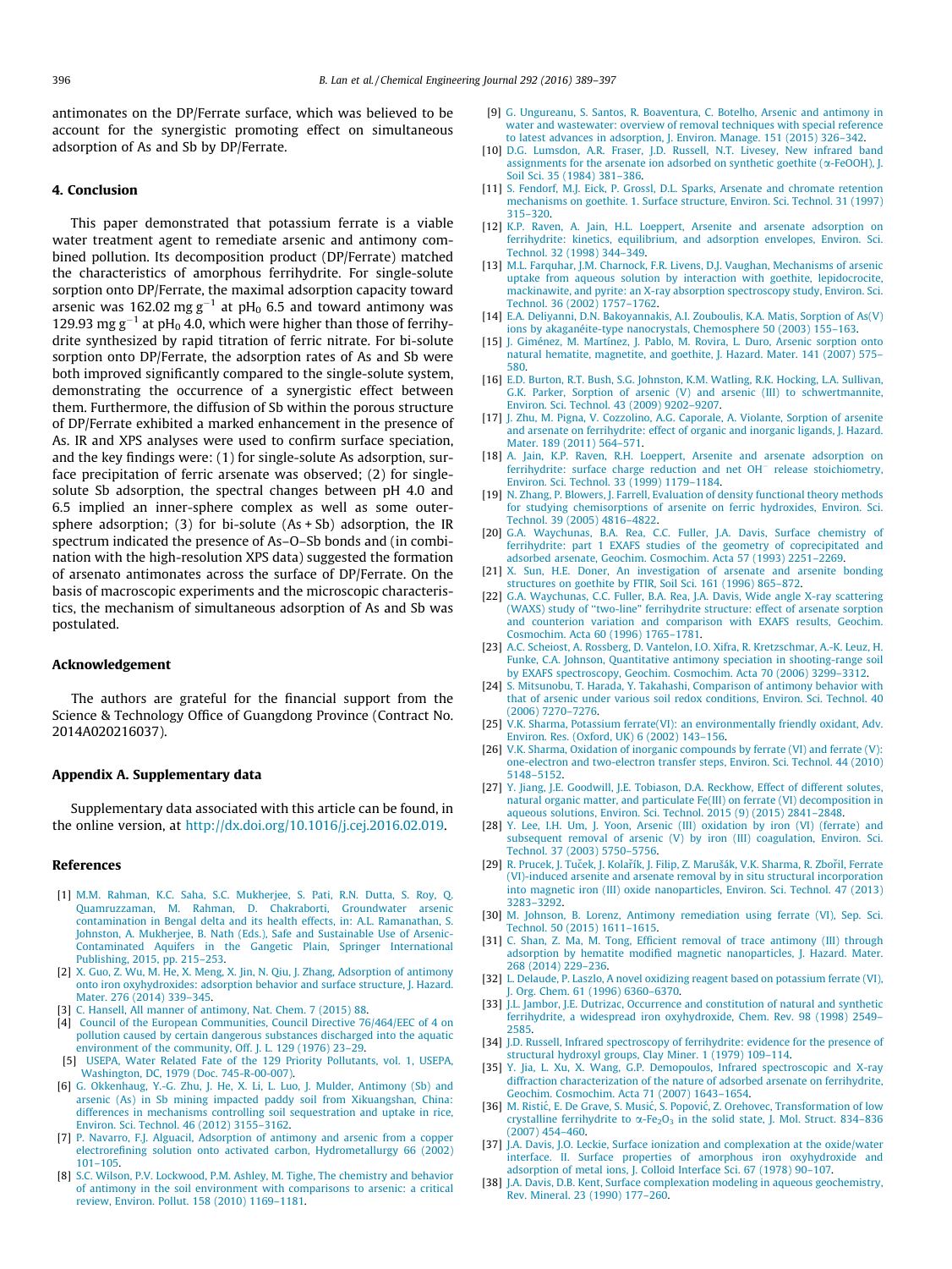antimonates on the DP/Ferrate surface, which was believed to be account for the synergistic promoting effect on simultaneous adsorption of As and Sb by DP/Ferrate.

## 4. Conclusion

This paper demonstrated that potassium ferrate is a viable water treatment agent to remediate arsenic and antimony combined pollution. Its decomposition product (DP/Ferrate) matched the characteristics of amorphous ferrihydrite. For single-solute sorption onto DP/Ferrate, the maximal adsorption capacity toward arsenic was 162.02 mg $g^{-1}$ at $pH_0$ 6.5 and toward antimony was 129.93 mg $g^{-1}$ at $pH_0$ 4.0, which were higher than those of ferrihydrite synthesized by rapid titration of ferric nitrate. For bi-solute sorption onto DP/Ferrate, the adsorption rates of As and Sb were both improved significantly compared to the single-solute system, demonstrating the occurrence of a synergistic effect between them. Furthermore, the diffusion of Sb within the porous structure of DP/Ferrate exhibited a marked enhancement in the presence of As. IR and XPS analyses were used to confirm surface speciation, and the key findings were: (1) for single-solute As adsorption, surface precipitation of ferric arsenate was observed; (2) for single-solute Sb adsorption, the spectral changes between pH 4.0 and 6.5 implied an inner-sphere complex as well as some outer-sphere adsorption; (3) for bi-solute (As + Sb) adsorption, the IR spectrum indicated the presence of As–O–Sb bonds and (in combination with the high-resolution XPS data) suggested the formation of arsenato antimonates across the surface of DP/Ferrate. On the basis of macroscopic experiments and the microscopic characteristics, the mechanism of simultaneous adsorption of As and Sb was postulated.

## Acknowledgement

The authors are grateful for the financial support from the Science & Technology Office of Guangdong Province (Contract No. 2014A020216037).

## Appendix A. Supplementary data

Supplementary data associated with this article can be found, in the online version, at http://dx.doi.org/10.1016/j.cej.2016.02.019.

## References

[1] M.M. Rahman, K.C. Saha, S.C. Mukherjee, S. Pati, R.N. Dutta, S. Roy, Q. Quamruzzaman, M. Rahman, D. Chakraborti, Groundwater arsenic contamination in Bengal delta and its health effects, in: A.L. Ramanathan, S. Johnston, A. Mukherjee, B. Nath (Eds.), Safe and Sustainable Use of Arsenic-Contaminated Aquifers in the Gangetic Plain, Springer International Publishing, 2015, pp. 215–253.

[2] X. Guo, Z. Wu, M. He, X. Meng, X. Jin, N. Qiu, J. Zhang, Adsorption of antimony onto iron oxyhydroxides: adsorption behavior and surface structure, J. Hazard. Mater. 276 (2014) 339–345.

[3] C. Hansell, All manner of antimony, Nat. Chem. 7 (2015) 88.

[4] Council of the European Communities, Council Directive 76/464/EEC of 4 on pollution caused by certain dangerous substances discharged into the aquatic environment of the community, Off. J. L. 129 (1976) 23–29.

[5] USEPA, Water Related Fate of the 129 Priority Pollutants, vol. 1, USEPA, Washington, DC, 1979 (Doc. 745-R-00-007).

[6] G. Okkenhaug, Y.-G. Zhu, J. He, X. Li, L. Luo, J. Mulder, Antimony (Sb) and arsenic (As) in Sb mining impacted paddy soil from Xikuangshan, China: differences in mechanisms controlling soil sequestration and uptake in rice, Environ. Sci. Technol. 46 (2012) 3155–3162.

[7] P. Navarro, F.J. Alguacil, Adsorption of antimony and arsenic from a copper electrorefining solution onto activated carbon, Hydrometallurgy 66 (2002) 101–105.

[8] S.C. Wilson, P.V. Lockwood, P.M. Ashley, M. Tighe, The chemistry and behavior of antimony in the soil environment with comparisons to arsenic: a critical review, Environ. Pollut. 158 (2010) 1169–1181.

[9] G. Ungureanu, S. Santos, R. Boaventura, C. Botelho, Arsenic and antimony in water and wastewater: overview of removal techniques with special reference to latest advances in adsorption, J. Environ. Manage. 151 (2015) 326–342.

[10] D.G. Lumsdon, A.R. Fraser, J.D. Russell, N.T. Livesey, New infrared band assignments for the arsenate ion adsorbed on synthetic goethite (α-FeOOH), J. Soil Sci. 35 (1984) 381–386.

[11] S. Fendorf, M.J. Eick, P. Grossl, D.L. Sparks, Arsenate and chromate retention mechanisms on goethite. 1. Surface structure, Environ. Sci. Technol. 31 (1997) 315–320.

[12] K.P. Raven, A. Jain, H.L. Loeppert, Arsenite and arsenate adsorption on ferrihydrite: kinetics, equilibrium, and adsorption envelopes, Environ. Sci. Technol. 32 (1998) 344–349.

[13] M.L. Farquhar, J.M. Charnock, F.R. Livens, D.J. Vaughan, Mechanisms of arsenic uptake from aqueous solution by interaction with goethite, lepidocrocite, mackinawite, and pyrite: an X-ray absorption spectroscopy study, Environ. Sci. Technol. 36 (2002) 1757–1762.

[14] E.A. Deliyanni, D.N. Bakoyannakis, A.I. Zouboulis, K.A. Matis, Sorption of As(V) ions by akaganéite-type nanocrystals, Chemosphere 50 (2003) 155–163.

[15] J. Giménez, M. Martínez, J. Pablo, M. Rovira, L. Duro, Arsenic sorption onto natural hematite, magnetite, and goethite, J. Hazard. Mater. 141 (2007) 575–580.

[16] E.D. Burton, R.T. Bush, S.G. Johnston, K.M. Watling, R.K. Hocking, L.A. Sullivan, G.K. Parker, Sorption of arsenic (V) and arsenic (III) to schwertmannite, Environ. Sci. Technol. 43 (2009) 9202–9207.

[17] J. Zhu, M. Pigna, V. Cozzolino, A.G. Caporale, A. Violante, Sorption of arsenite and arsenate on ferrihydrite: effect of organic and inorganic ligands, J. Hazard. Mater. 189 (2011) 564–571.

[18] A. Jain, K.P. Raven, R.H. Loeppert, Arsenite and arsenate adsorption on ferrihydrite: surface charge reduction and net $OH^-$ release stoichiometry, Environ. Sci. Technol. 33 (1999) 1179–1184.

[19] N. Zhang, P. Blowers, J. Farrell, Evaluation of density functional theory methods for studying chemisorptions of arsenite on ferric hydroxides, Environ. Sci. Technol. 39 (2005) 4816–4822.

[20] G.A. Waychunas, B.A. Rea, C.C. Fuller, J.A. Davis, Surface chemistry of ferrihydrite: part 1 EXAFS studies of the geometry of coprecipitated and adsorbed arsenate, Geochim. Cosmochim. Acta 57 (1993) 2251–2269.

[21] X. Sun, H.E. Doner, An investigation of arsenate and arsenite bonding structures on goethite by FTIR, Soil Sci. 161 (1996) 865–872.

[22] G.A. Waychunas, C.C. Fuller, B.A. Rea, J.A. Davis, Wide angle X-ray scattering (WAXS) study of "two-line" ferrihydrite structure: effect of arsenate sorption and counterion variation and comparison with EXAFS results, Geochim. Cosmochim. Acta 60 (1996) 1765–1781.

[23] A.C. Scheiost, A. Rossberg, D. Vantelon, I.O. Xifra, R. Kretzschmar, A.-K. Leuz, H. Funke, C.A. Johnson, Quantitative antimony speciation in shooting-range soil by EXAFS spectroscopy, Geochim. Cosmochim. Acta 70 (2006) 3299–3312.

[24] S. Mitsunobu, T. Harada, Y. Takahashi, Comparison of antimony behavior with that of arsenic under various soil redox conditions, Environ. Sci. Technol. 40 (2006) 7270–7276.

[25] V.K. Sharma, Potassium ferrate(VI): an environmentally friendly oxidant, Adv. Environ. Res. (Oxford, UK) 6 (2002) 143–156.

[26] V.K. Sharma, Oxidation of inorganic compounds by ferrate (VI) and ferrate (V): one-electron and two-electron transfer steps, Environ. Sci. Technol. 44 (2010) 5148–5152.

[27] Y. Jiang, J.E. Goodwill, J.E. Tobiason, D.A. Reckhow, Effect of different solutes, natural organic matter, and particulate Fe(III) on ferrate (VI) decomposition in aqueous solutions, Environ. Sci. Technol. 2015 (9) (2015) 2841–2848.

[28] Y. Lee, I.H. Um, J. Yoon, Arsenic (III) oxidation by iron (VI) (ferrate) and subsequent removal of arsenic (V) by iron (III) coagulation, Environ. Sci. Technol. 37 (2003) 5750–5756.

[29] R. Prucek, J. Tuček, J. Kolařík, J. Filip, Z. Marušák, V.K. Sharma, R. Zbořil, Ferrate (VI)-induced arsenite and arsenate removal by in situ structural incorporation into magnetic iron (III) oxide nanoparticles, Environ. Sci. Technol. 47 (2013) 3283–3292.

[30] M. Johnson, B. Lorenz, Antimony remediation using ferrate (VI), Sep. Sci. Technol. 50 (2015) 1611–1615.

[31] C. Shan, Z. Ma, M. Tong, Efficient removal of trace antimony (III) through adsorption by hematite modified magnetic nanoparticles, J. Hazard. Mater. 268 (2014) 229–236.

[32] L. Delaude, P. Laszlo, A novel oxidizing reagent based on potassium ferrate (VI), J. Org. Chem. 61 (1996) 6360–6370.

[33] J.L. Jambor, J.E. Dutrizac, Occurrence and constitution of natural and synthetic ferrihydrite, a widespread iron oxyhydroxide, Chem. Rev. 98 (1998) 2549–2585.

[34] J.D. Russell, Infrared spectroscopy of ferrihydrite: evidence for the presence of structural hydroxyl groups, Clay Miner. 1 (1979) 109–114.

[35] Y. Jia, L. Xu, X. Wang, G.P. Demopoulos, Infrared spectroscopic and X-ray diffraction characterization of the nature of adsorbed arsenate on ferrihydrite, Geochim. Cosmochim. Acta 71 (2007) 1643–1654.

[36] M. Ristić, E. De Grave, S. Musić, S. Popović, Z. Orehovec, Transformation of low crystalline ferrihydrite to α-$Fe_2O_3$ in the solid state, J. Mol. Struct. 834–836 (2007) 454–460.

[37] J.A. Davis, J.O. Leckie, Surface ionization and complexation at the oxide/water interface. II. Surface properties of amorphous iron oxyhydroxide and adsorption of metal ions, J. Colloid Interface Sci. 67 (1978) 90–107.

[38] J.A. Davis, D.B. Kent, Surface complexation modeling in aqueous geochemistry, Rev. Mineral. 23 (1990) 177–260.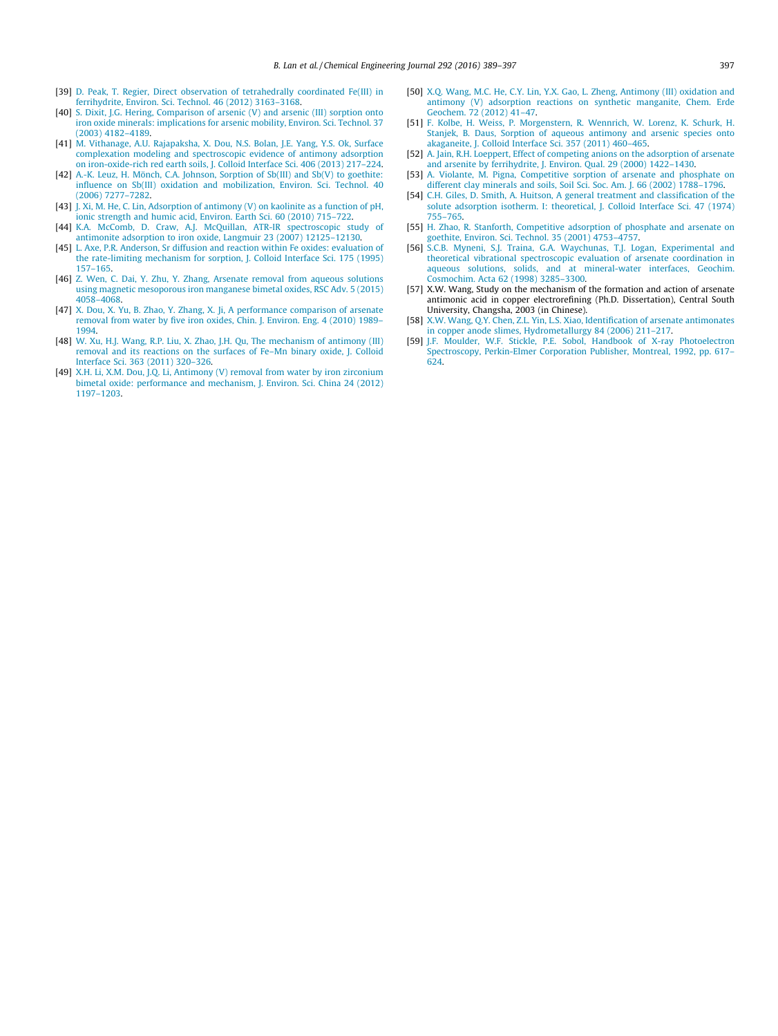[39] D. Peak, T. Regier, Direct observation of tetrahedrally coordinated Fe(III) in ferrihydrite, Environ. Sci. Technol. 46 (2012) 3163–3168.

[40] S. Dixit, J.G. Hering, Comparison of arsenic (V) and arsenic (III) sorption onto iron oxide minerals: implications for arsenic mobility, Environ. Sci. Technol. 37 (2003) 4182–4189.

[41] M. Vithanage, A.U. Rajapaksha, X. Dou, N.S. Bolan, J.E. Yang, Y.S. Ok, Surface complexation modeling and spectroscopic evidence of antimony adsorption on iron-oxide-rich red earth soils, J. Colloid Interface Sci. 406 (2013) 217–224.

[42] A.-K. Leuz, H. Mönch, C.A. Johnson, Sorption of Sb(III) and Sb(V) to goethite: influence on Sb(III) oxidation and mobilization, Environ. Sci. Technol. 40 (2006) 7277–7282.

[43] J. Xi, M. He, C. Lin, Adsorption of antimony (V) on kaolinite as a function of pH, ionic strength and humic acid, Environ. Earth Sci. 60 (2010) 715–722.

[44] K.A. McComb, D. Craw, A.J. McQuillan, ATR-IR spectroscopic study of antimonite adsorption to iron oxide, Langmuir 23 (2007) 12125–12130.

[45] L. Axe, P.R. Anderson, Sr diffusion and reaction within Fe oxides: evaluation of the rate-limiting mechanism for sorption, J. Colloid Interface Sci. 175 (1995) 157–165.

[46] Z. Wen, C. Dai, Y. Zhu, Y. Zhang, Arsenate removal from aqueous solutions using magnetic mesoporous iron manganese bimetal oxides, RSC Adv. 5 (2015) 4058–4068.

[47] X. Dou, X. Yu, B. Zhao, Y. Zhang, X. Ji, A performance comparison of arsenate removal from water by five iron oxides, Chin. J. Environ. Eng. 4 (2010) 1989–1994.

[48] W. Xu, H.J. Wang, R.P. Liu, X. Zhao, J.H. Qu, The mechanism of antimony (III) removal and its reactions on the surfaces of Fe–Mn binary oxide, J. Colloid Interface Sci. 363 (2011) 320–326.

[49] X.H. Li, X.M. Dou, J.Q. Li, Antimony (V) removal from water by iron zirconium bimetal oxide: performance and mechanism, J. Environ. Sci. China 24 (2012) 1197–1203.

[50] X.Q. Wang, M.C. He, C.Y. Lin, Y.X. Gao, L. Zheng, Antimony (III) oxidation and antimony (V) adsorption reactions on synthetic manganite, Chem. Erde Geochem. 72 (2012) 41–47.

[51] F. Kolbe, H. Weiss, P. Morgenstern, R. Wennrich, W. Lorenz, K. Schurk, H. Stanjek, B. Daus, Sorption of aqueous antimony and arsenic species onto akaganeite, J. Colloid Interface Sci. 357 (2011) 460–465.

[52] A. Jain, R.H. Loeppert, Effect of competing anions on the adsorption of arsenate and arsenite by ferrihydrite, J. Environ. Qual. 29 (2000) 1422–1430.

[53] A. Violante, M. Pigna, Competitive sorption of arsenate and phosphate on different clay minerals and soils, Soil Sci. Soc. Am. J. 66 (2002) 1788–1796.

[54] C.H. Giles, D. Smith, A. Huitson, A general treatment and classification of the solute adsorption isotherm. I: theoretical, J. Colloid Interface Sci. 47 (1974) 755–765.

[55] H. Zhao, R. Stanforth, Competitive adsorption of phosphate and arsenate on goethite, Environ. Sci. Technol. 35 (2001) 4753–4757.

[56] S.C.B. Myneni, S.J. Traina, G.A. Waychunas, T.J. Logan, Experimental and theoretical vibrational spectroscopic evaluation of arsenate coordination in aqueous solutions, solids, and at mineral-water interfaces, Geochim. Cosmochim. Acta 62 (1998) 3285–3300.

[57] X.W. Wang, Study on the mechanism of the formation and action of arsenate antimonic acid in copper electrorefining (Ph.D. Dissertation), Central South University, Changsha, 2003 (in Chinese).

[58] X.W. Wang, Q.Y. Chen, Z.L. Yin, L.S. Xiao, Identification of arsenate antimonates in copper anode slimes, Hydrometallurgy 84 (2006) 211–217.

[59] J.F. Moulder, W.F. Stickle, P.E. Sobol, Handbook of X-ray Photoelectron Spectroscopy, Perkin-Elmer Corporation Publisher, Montreal, 1992, pp. 617–624.